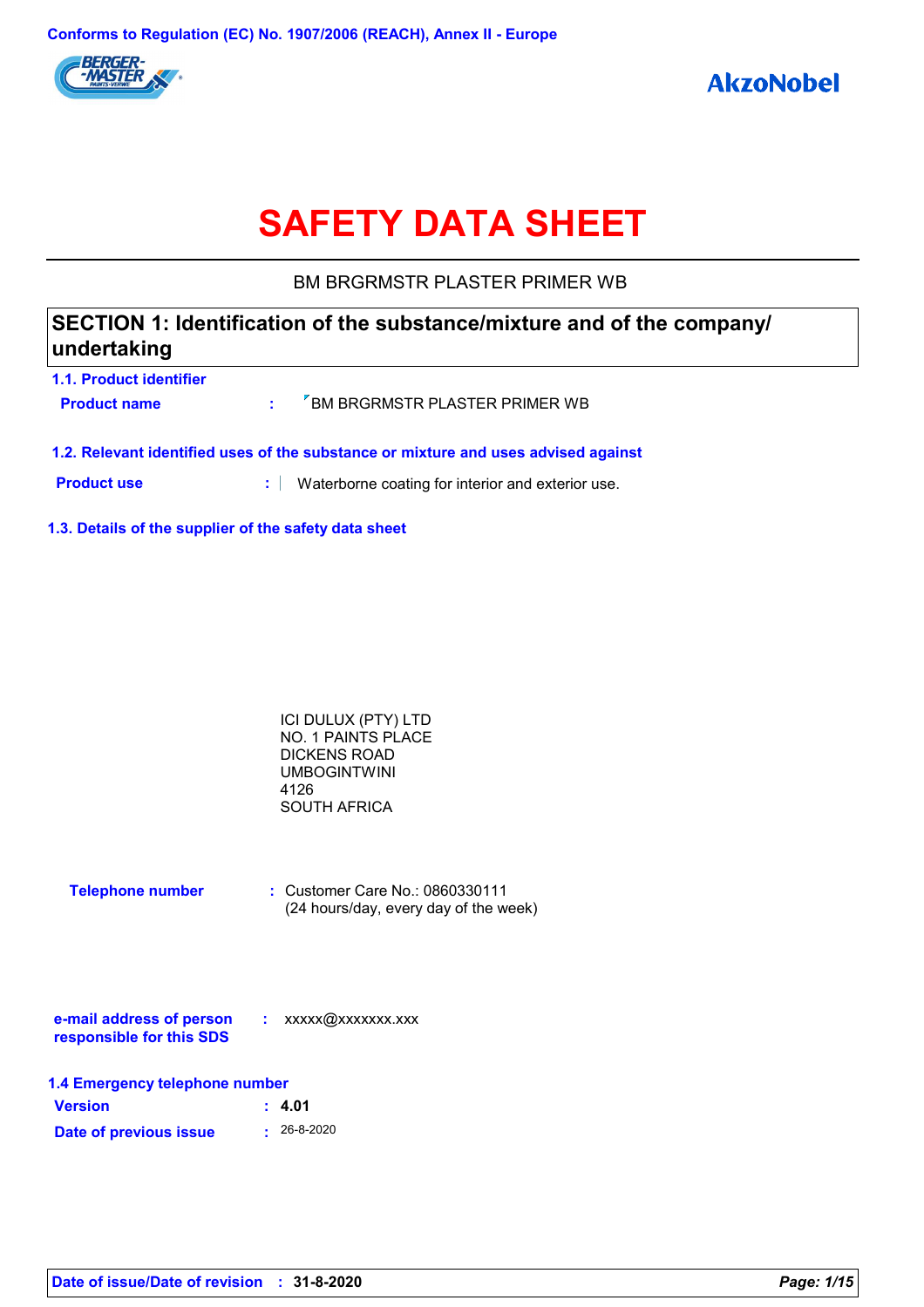Conforms to Regulation (EC) No. 1907/2006 (REACH), Annex II - Europe

# SAFETY DATA SHEET

BM BRGRMSTR PLASTER PRIMER WB

## SECTION 1: Identification of the substance/mixture and of the company/ undertaking

### 1.1. Product identifier

**Product name** : BM BRGRMSTR PLASTER PRIMER WB

### 1.2. Relevant identified uses of the substance or mixture and uses advised against

**Product use** : Waterborne coating for interior and exterior use.

### 1.3. Details of the supplier of the safety data sheet

ICI DULUX (PTY) LTD
NO. 1 PAINTS PLACE
DICKENS ROAD
UMBOGINTWINI
4126
SOUTH AFRICA

**Telephone number** : Customer Care No.: 0860330111
(24 hours/day, every day of the week)

**e-mail address of person responsible for this SDS** : xxxxx@xxxxxxx.xxx

### 1.4 Emergency telephone number

**Version** : **4.01**

**Date of previous issue** : 26-8-2020

**Date of issue/Date of revision** : **31-8-2020**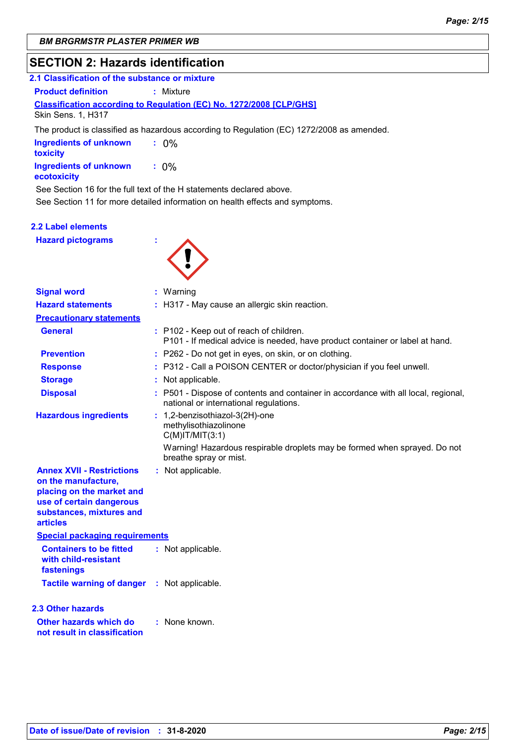## SECTION 2: Hazards identification

### 2.1 Classification of the substance or mixture

**Product definition** : Mixture

**Classification according to Regulation (EC) No. 1272/2008 [CLP/GHS]**

Skin Sens. 1, H317

The product is classified as hazardous according to Regulation (EC) 1272/2008 as amended.

**Ingredients of unknown toxicity** : 0%

**Ingredients of unknown ecotoxicity** : 0%

See Section 16 for the full text of the H statements declared above.

See Section 11 for more detailed information on health effects and symptoms.

### 2.2 Label elements

**Hazard pictograms** :

**Signal word** : Warning

**Hazard statements** : H317 - May cause an allergic skin reaction.

**Precautionary statements**

**General** : P102 - Keep out of reach of children.
P101 - If medical advice is needed, have product container or label at hand.

**Prevention** : P262 - Do not get in eyes, on skin, or on clothing.

**Response** : P312 - Call a POISON CENTER or doctor/physician if you feel unwell.

**Storage** : Not applicable.

**Disposal** : P501 - Dispose of contents and container in accordance with all local, regional, national or international regulations.

**Hazardous ingredients** : 1,2-benzisothiazol-3(2H)-one
methylisothiazolinone
C(M)IT/MIT(3:1)

Warning! Hazardous respirable droplets may be formed when sprayed. Do not breathe spray or mist.

**Annex XVII - Restrictions on the manufacture, placing on the market and use of certain dangerous substances, mixtures and articles** : Not applicable.

**Special packaging requirements**

**Containers to be fitted with child-resistant fastenings** : Not applicable.

**Tactile warning of danger** : Not applicable.

### 2.3 Other hazards

**Other hazards which do not result in classification** : None known.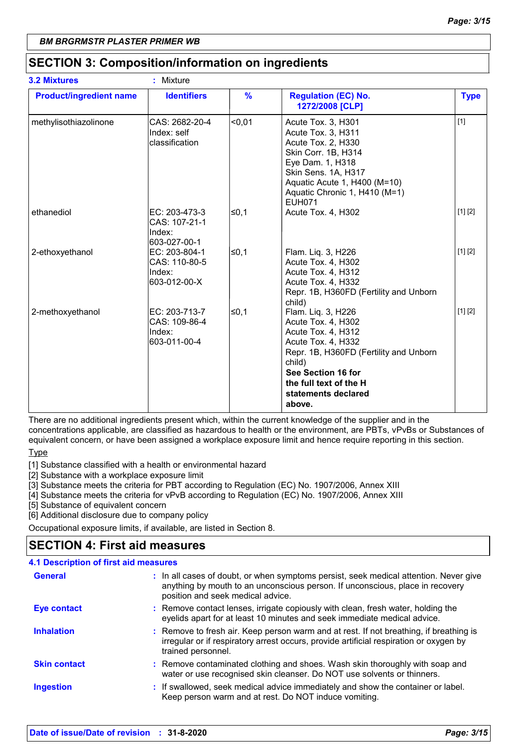BM BRGRMSTR PLASTER PRIMER WB

## SECTION 3: Composition/information on ingredients

**3.2 Mixtures** : Mixture

| Product/ingredient name | Identifiers | % | Regulation (EC) No. 1272/2008 [CLP] | Type |
|---|---|---|---|---|
| methylisothiazolinone | CAS: 2682-20-4<br>Index: self classification | <0,01 | Acute Tox. 3, H301<br>Acute Tox. 3, H311<br>Acute Tox. 2, H330<br>Skin Corr. 1B, H314<br>Eye Dam. 1, H318<br>Skin Sens. 1A, H317<br>Aquatic Acute 1, H400 (M=10)<br>Aquatic Chronic 1, H410 (M=1)<br>EUH071 | [1] |
| ethanediol | EC: 203-473-3<br>CAS: 107-21-1<br>Index: 603-027-00-1 | ≤0,1 | Acute Tox. 4, H302 | [1] [2] |
| 2-ethoxyethanol | EC: 203-804-1<br>CAS: 110-80-5<br>Index: 603-012-00-X | ≤0,1 | Flam. Liq. 3, H226<br>Acute Tox. 4, H302<br>Acute Tox. 4, H312<br>Acute Tox. 4, H332<br>Repr. 1B, H360FD (Fertility and Unborn child) | [1] [2] |
| 2-methoxyethanol | EC: 203-713-7<br>CAS: 109-86-4<br>Index: 603-011-00-4 | ≤0,1 | Flam. Liq. 3, H226<br>Acute Tox. 4, H302<br>Acute Tox. 4, H312<br>Acute Tox. 4, H332<br>Repr. 1B, H360FD (Fertility and Unborn child)<br>**See Section 16 for the full text of the H statements declared above.** | [1] [2] |

There are no additional ingredients present which, within the current knowledge of the supplier and in the concentrations applicable, are classified as hazardous to health or the environment, are PBTs, vPvBs or Substances of equivalent concern, or have been assigned a workplace exposure limit and hence require reporting in this section.

Type

[1] Substance classified with a health or environmental hazard
[2] Substance with a workplace exposure limit
[3] Substance meets the criteria for PBT according to Regulation (EC) No. 1907/2006, Annex XIII
[4] Substance meets the criteria for vPvB according to Regulation (EC) No. 1907/2006, Annex XIII
[5] Substance of equivalent concern
[6] Additional disclosure due to company policy

Occupational exposure limits, if available, are listed in Section 8.

## SECTION 4: First aid measures

### 4.1 Description of first aid measures

**General** : In all cases of doubt, or when symptoms persist, seek medical attention. Never give anything by mouth to an unconscious person. If unconscious, place in recovery position and seek medical advice.

**Eye contact** : Remove contact lenses, irrigate copiously with clean, fresh water, holding the eyelids apart for at least 10 minutes and seek immediate medical advice.

**Inhalation** : Remove to fresh air. Keep person warm and at rest. If not breathing, if breathing is irregular or if respiratory arrest occurs, provide artificial respiration or oxygen by trained personnel.

**Skin contact** : Remove contaminated clothing and shoes. Wash skin thoroughly with soap and water or use recognised skin cleanser. Do NOT use solvents or thinners.

**Ingestion** : If swallowed, seek medical advice immediately and show the container or label. Keep person warm and at rest. Do NOT induce vomiting.

Date of issue/Date of revision : 31-8-2020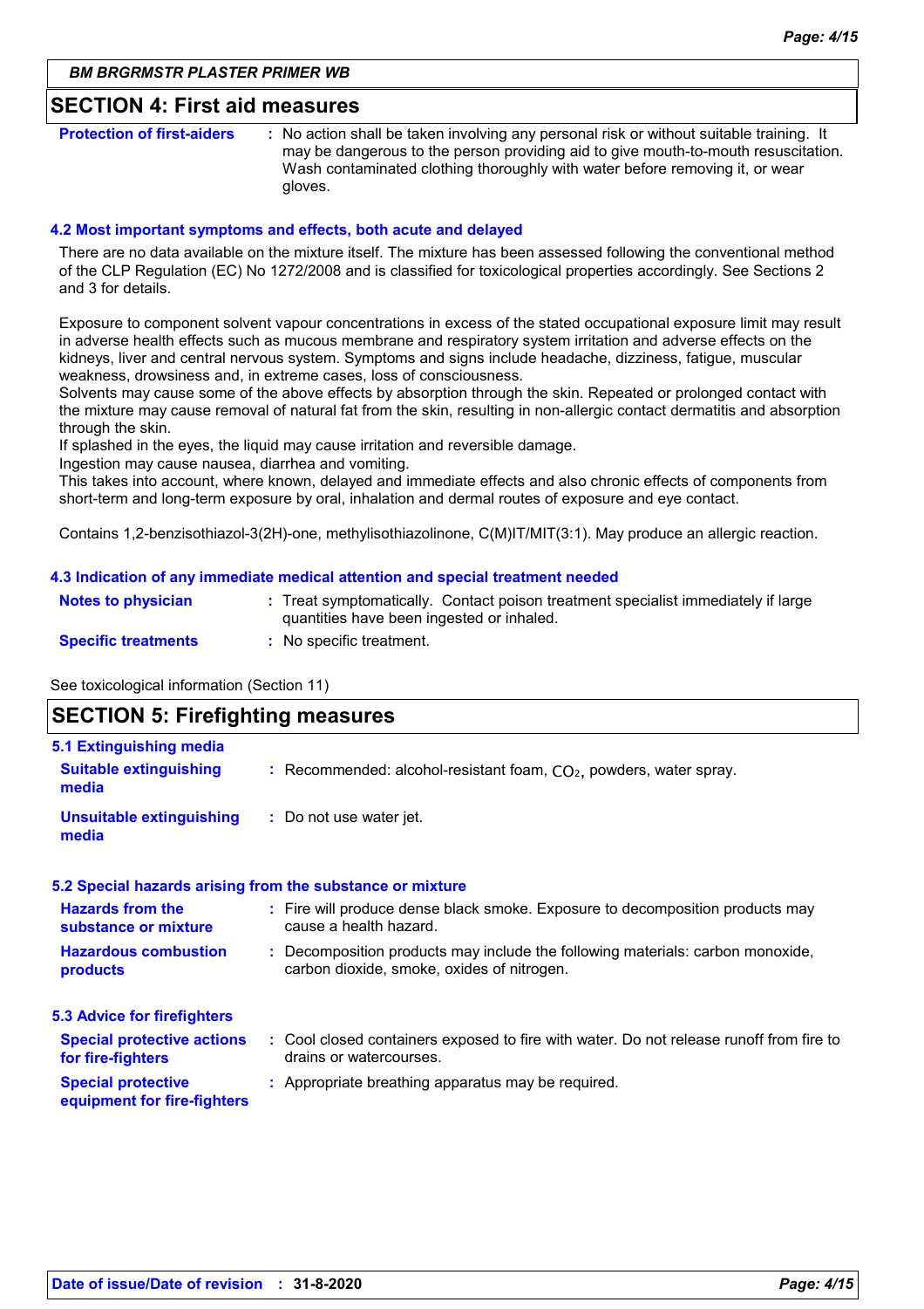## SECTION 4: First aid measures

**Protection of first-aiders** : No action shall be taken involving any personal risk or without suitable training. It may be dangerous to the person providing aid to give mouth-to-mouth resuscitation. Wash contaminated clothing thoroughly with water before removing it, or wear gloves.

### 4.2 Most important symptoms and effects, both acute and delayed

There are no data available on the mixture itself. The mixture has been assessed following the conventional method of the CLP Regulation (EC) No 1272/2008 and is classified for toxicological properties accordingly. See Sections 2 and 3 for details.

Exposure to component solvent vapour concentrations in excess of the stated occupational exposure limit may result in adverse health effects such as mucous membrane and respiratory system irritation and adverse effects on the kidneys, liver and central nervous system. Symptoms and signs include headache, dizziness, fatigue, muscular weakness, drowsiness and, in extreme cases, loss of consciousness.
Solvents may cause some of the above effects by absorption through the skin. Repeated or prolonged contact with the mixture may cause removal of natural fat from the skin, resulting in non-allergic contact dermatitis and absorption through the skin.
If splashed in the eyes, the liquid may cause irritation and reversible damage.
Ingestion may cause nausea, diarrhea and vomiting.
This takes into account, where known, delayed and immediate effects and also chronic effects of components from short-term and long-term exposure by oral, inhalation and dermal routes of exposure and eye contact.

Contains 1,2-benzisothiazol-3(2H)-one, methylisothiazolinone, C(M)IT/MIT(3:1). May produce an allergic reaction.

### 4.3 Indication of any immediate medical attention and special treatment needed

**Notes to physician** : Treat symptomatically. Contact poison treatment specialist immediately if large quantities have been ingested or inhaled.

**Specific treatments** : No specific treatment.

See toxicological information (Section 11)

## SECTION 5: Firefighting measures

### 5.1 Extinguishing media

**Suitable extinguishing media** : Recommended: alcohol-resistant foam, $CO_2$, powders, water spray.

**Unsuitable extinguishing media** : Do not use water jet.

### 5.2 Special hazards arising from the substance or mixture

**Hazards from the substance or mixture** : Fire will produce dense black smoke. Exposure to decomposition products may cause a health hazard.

**Hazardous combustion products** : Decomposition products may include the following materials: carbon monoxide, carbon dioxide, smoke, oxides of nitrogen.

### 5.3 Advice for firefighters

**Special protective actions for fire-fighters** : Cool closed containers exposed to fire with water. Do not release runoff from fire to drains or watercourses.

**Special protective equipment for fire-fighters** : Appropriate breathing apparatus may be required.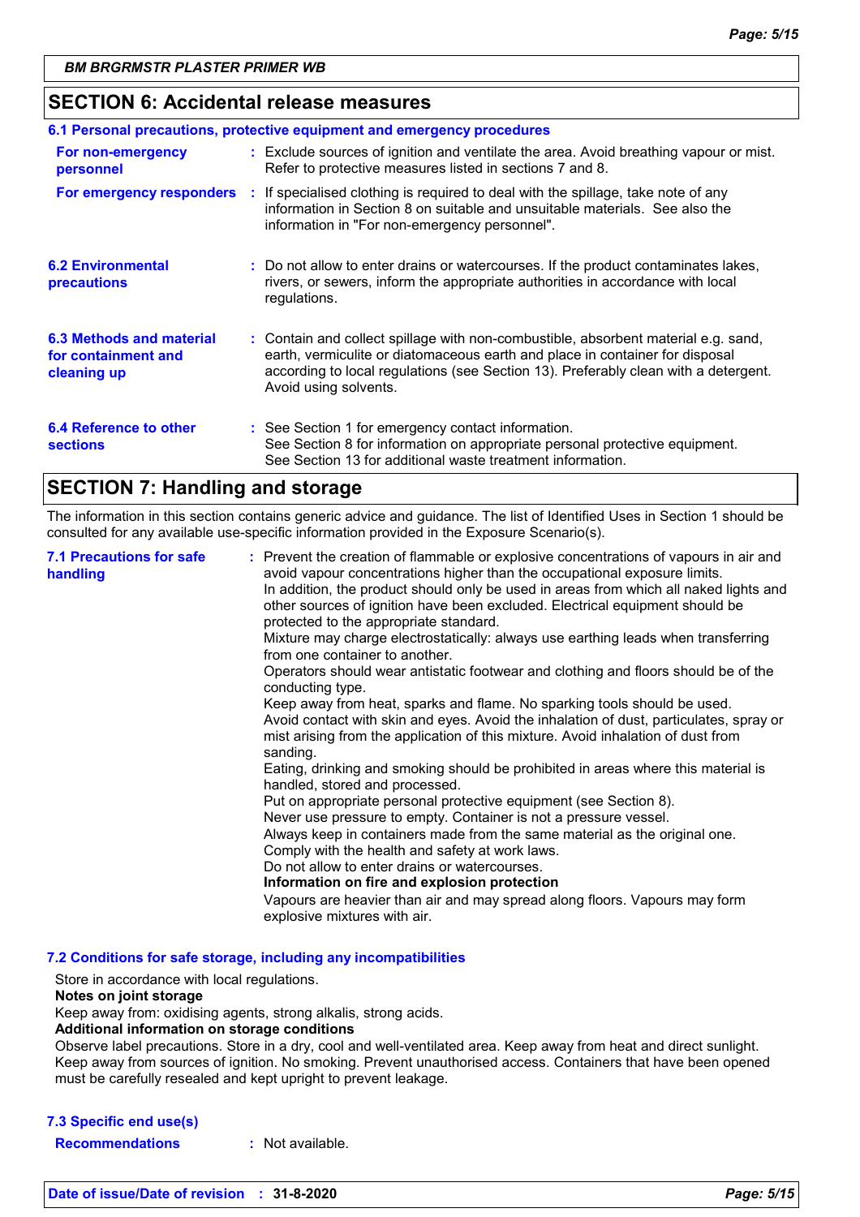## SECTION 6: Accidental release measures

### 6.1 Personal precautions, protective equipment and emergency procedures

**For non-emergency personnel** : Exclude sources of ignition and ventilate the area. Avoid breathing vapour or mist. Refer to protective measures listed in sections 7 and 8.

**For emergency responders** : If specialised clothing is required to deal with the spillage, take note of any information in Section 8 on suitable and unsuitable materials. See also the information in "For non-emergency personnel".

**6.2 Environmental precautions** : Do not allow to enter drains or watercourses. If the product contaminates lakes, rivers, or sewers, inform the appropriate authorities in accordance with local regulations.

**6.3 Methods and material for containment and cleaning up** : Contain and collect spillage with non-combustible, absorbent material e.g. sand, earth, vermiculite or diatomaceous earth and place in container for disposal according to local regulations (see Section 13). Preferably clean with a detergent. Avoid using solvents.

**6.4 Reference to other sections** : See Section 1 for emergency contact information.
See Section 8 for information on appropriate personal protective equipment.
See Section 13 for additional waste treatment information.

## SECTION 7: Handling and storage

The information in this section contains generic advice and guidance. The list of Identified Uses in Section 1 should be consulted for any available use-specific information provided in the Exposure Scenario(s).

**7.1 Precautions for safe handling** : Prevent the creation of flammable or explosive concentrations of vapours in air and avoid vapour concentrations higher than the occupational exposure limits.
In addition, the product should only be used in areas from which all naked lights and other sources of ignition have been excluded. Electrical equipment should be protected to the appropriate standard.
Mixture may charge electrostatically: always use earthing leads when transferring from one container to another.
Operators should wear antistatic footwear and clothing and floors should be of the conducting type.
Keep away from heat, sparks and flame. No sparking tools should be used.
Avoid contact with skin and eyes. Avoid the inhalation of dust, particulates, spray or mist arising from the application of this mixture. Avoid inhalation of dust from sanding.
Eating, drinking and smoking should be prohibited in areas where this material is handled, stored and processed.
Put on appropriate personal protective equipment (see Section 8).
Never use pressure to empty. Container is not a pressure vessel.
Always keep in containers made from the same material as the original one.
Comply with the health and safety at work laws.
Do not allow to enter drains or watercourses.
**Information on fire and explosion protection**
Vapours are heavier than air and may spread along floors. Vapours may form explosive mixtures with air.

### 7.2 Conditions for safe storage, including any incompatibilities

Store in accordance with local regulations.
**Notes on joint storage**
Keep away from: oxidising agents, strong alkalis, strong acids.
**Additional information on storage conditions**
Observe label precautions. Store in a dry, cool and well-ventilated area. Keep away from heat and direct sunlight. Keep away from sources of ignition. No smoking. Prevent unauthorised access. Containers that have been opened must be carefully resealed and kept upright to prevent leakage.

### 7.3 Specific end use(s)

**Recommendations** : Not available.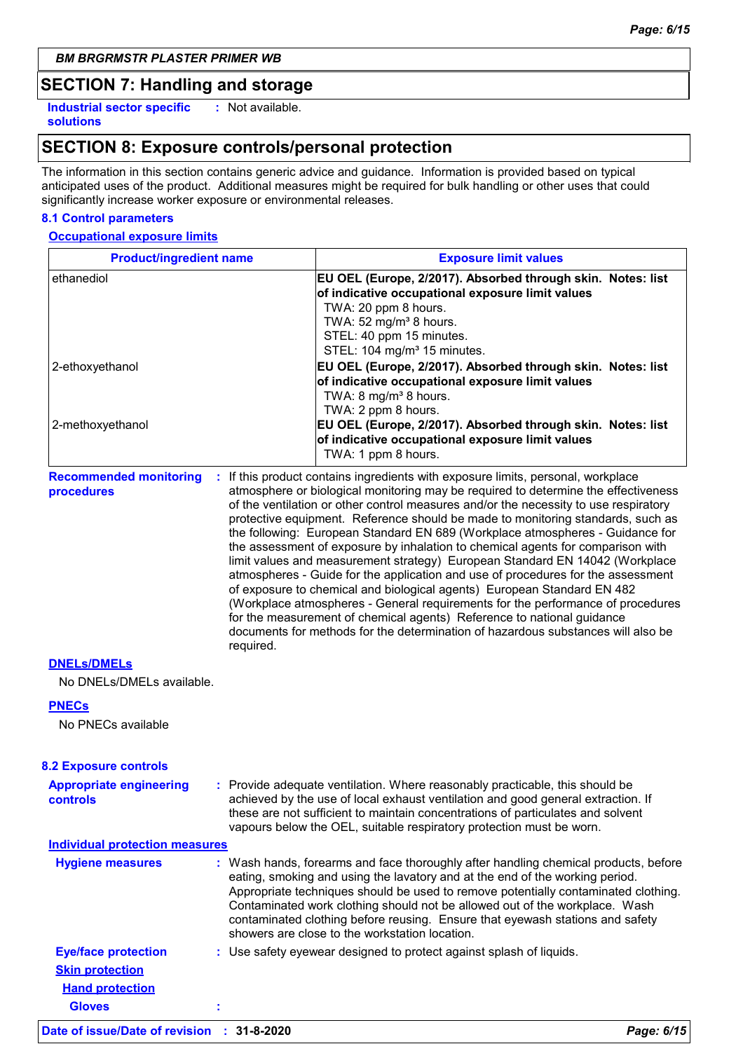**BM BRGRMSTR PLASTER PRIMER WB**

## SECTION 7: Handling and storage

**Industrial sector specific solutions** : Not available.

## SECTION 8: Exposure controls/personal protection

The information in this section contains generic advice and guidance. Information is provided based on typical anticipated uses of the product. Additional measures might be required for bulk handling or other uses that could significantly increase worker exposure or environmental releases.

### 8.1 Control parameters

**Occupational exposure limits**

| Product/ingredient name | Exposure limit values |
|---|---|
| ethanediol | **EU OEL (Europe, 2/2017). Absorbed through skin. Notes: list of indicative occupational exposure limit values**<br>TWA: 20 ppm 8 hours.<br>TWA: 52 mg/m³ 8 hours.<br>STEL: 40 ppm 15 minutes.<br>STEL: 104 mg/m³ 15 minutes. |
| 2-ethoxyethanol | **EU OEL (Europe, 2/2017). Absorbed through skin. Notes: list of indicative occupational exposure limit values**<br>TWA: 8 mg/m³ 8 hours.<br>TWA: 2 ppm 8 hours. |
| 2-methoxyethanol | **EU OEL (Europe, 2/2017). Absorbed through skin. Notes: list of indicative occupational exposure limit values**<br>TWA: 1 ppm 8 hours. |

**Recommended monitoring procedures** : If this product contains ingredients with exposure limits, personal, workplace atmosphere or biological monitoring may be required to determine the effectiveness of the ventilation or other control measures and/or the necessity to use respiratory protective equipment. Reference should be made to monitoring standards, such as the following: European Standard EN 689 (Workplace atmospheres - Guidance for the assessment of exposure by inhalation to chemical agents for comparison with limit values and measurement strategy) European Standard EN 14042 (Workplace atmospheres - Guide for the application and use of procedures for the assessment of exposure to chemical and biological agents) European Standard EN 482 (Workplace atmospheres - General requirements for the performance of procedures for the measurement of chemical agents) Reference to national guidance documents for methods for the determination of hazardous substances will also be required.

**DNELs/DMELs**

No DNELs/DMELs available.

**PNECs**

No PNECs available

### 8.2 Exposure controls

**Appropriate engineering controls** : Provide adequate ventilation. Where reasonably practicable, this should be achieved by the use of local exhaust ventilation and good general extraction. If these are not sufficient to maintain concentrations of particulates and solvent vapours below the OEL, suitable respiratory protection must be worn.

**Individual protection measures**

**Hygiene measures** : Wash hands, forearms and face thoroughly after handling chemical products, before eating, smoking and using the lavatory and at the end of the working period. Appropriate techniques should be used to remove potentially contaminated clothing. Contaminated work clothing should not be allowed out of the workplace. Wash contaminated clothing before reusing. Ensure that eyewash stations and safety showers are close to the workstation location.

**Eye/face protection** : Use safety eyewear designed to protect against splash of liquids.

**Skin protection**

**Hand protection**

**Gloves** :

**Date of issue/Date of revision** : **31-8-2020**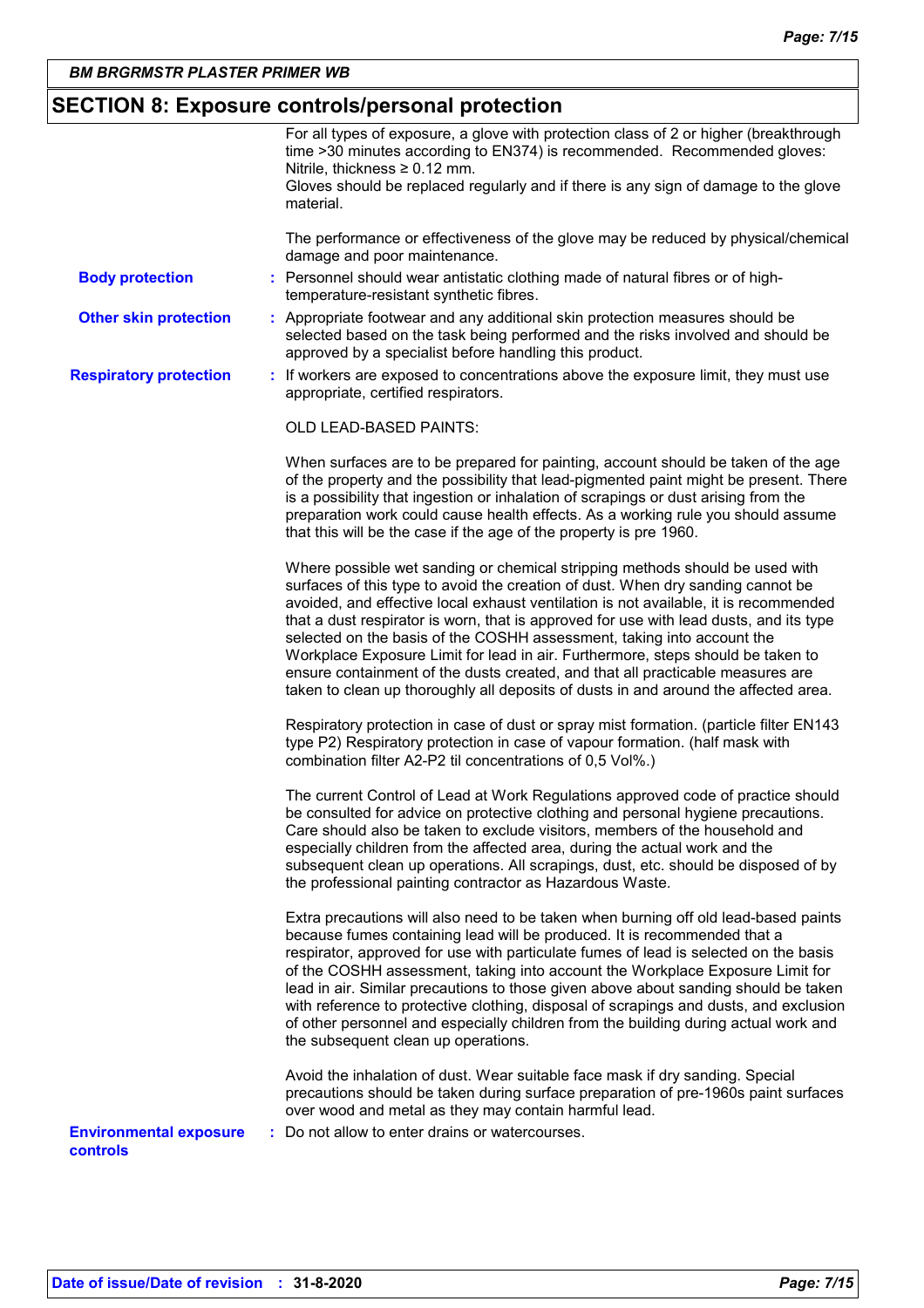## SECTION 8: Exposure controls/personal protection

For all types of exposure, a glove with protection class of 2 or higher (breakthrough time >30 minutes according to EN374) is recommended. Recommended gloves: Nitrile, thickness ≥ 0.12 mm.
Gloves should be replaced regularly and if there is any sign of damage to the glove material.

The performance or effectiveness of the glove may be reduced by physical/chemical damage and poor maintenance.

**Body protection** : Personnel should wear antistatic clothing made of natural fibres or of high-temperature-resistant synthetic fibres.

**Other skin protection** : Appropriate footwear and any additional skin protection measures should be selected based on the task being performed and the risks involved and should be approved by a specialist before handling this product.

**Respiratory protection** : If workers are exposed to concentrations above the exposure limit, they must use appropriate, certified respirators.

OLD LEAD-BASED PAINTS:

When surfaces are to be prepared for painting, account should be taken of the age of the property and the possibility that lead-pigmented paint might be present. There is a possibility that ingestion or inhalation of scrapings or dust arising from the preparation work could cause health effects. As a working rule you should assume that this will be the case if the age of the property is pre 1960.

Where possible wet sanding or chemical stripping methods should be used with surfaces of this type to avoid the creation of dust. When dry sanding cannot be avoided, and effective local exhaust ventilation is not available, it is recommended that a dust respirator is worn, that is approved for use with lead dusts, and its type selected on the basis of the COSHH assessment, taking into account the Workplace Exposure Limit for lead in air. Furthermore, steps should be taken to ensure containment of the dusts created, and that all practicable measures are taken to clean up thoroughly all deposits of dusts in and around the affected area.

Respiratory protection in case of dust or spray mist formation. (particle filter EN143 type P2) Respiratory protection in case of vapour formation. (half mask with combination filter A2-P2 til concentrations of 0,5 Vol%.)

The current Control of Lead at Work Regulations approved code of practice should be consulted for advice on protective clothing and personal hygiene precautions. Care should also be taken to exclude visitors, members of the household and especially children from the affected area, during the actual work and the subsequent clean up operations. All scrapings, dust, etc. should be disposed of by the professional painting contractor as Hazardous Waste.

Extra precautions will also need to be taken when burning off old lead-based paints because fumes containing lead will be produced. It is recommended that a respirator, approved for use with particulate fumes of lead is selected on the basis of the COSHH assessment, taking into account the Workplace Exposure Limit for lead in air. Similar precautions to those given above about sanding should be taken with reference to protective clothing, disposal of scrapings and dusts, and exclusion of other personnel and especially children from the building during actual work and the subsequent clean up operations.

Avoid the inhalation of dust. Wear suitable face mask if dry sanding. Special precautions should be taken during surface preparation of pre-1960s paint surfaces over wood and metal as they may contain harmful lead.

**Environmental exposure controls** : Do not allow to enter drains or watercourses.

**Date of issue/Date of revision** : **31-8-2020**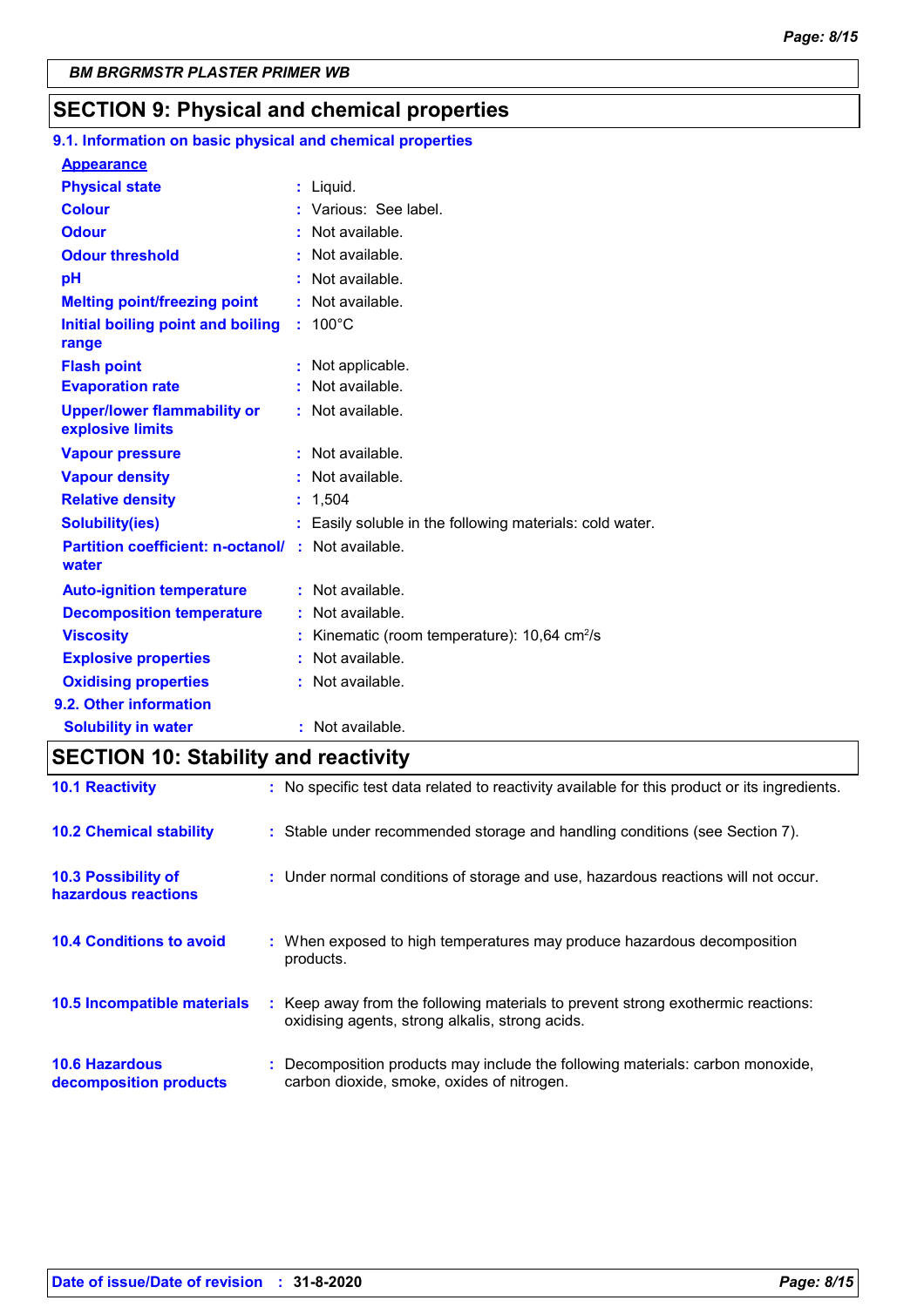## SECTION 9: Physical and chemical properties

### 9.1. Information on basic physical and chemical properties

**Appearance**

| | | |
|---|---|---|
| **Physical state** | : | Liquid. |
| **Colour** | : | Various: See label. |
| **Odour** | : | Not available. |
| **Odour threshold** | : | Not available. |
| **pH** | : | Not available. |
| **Melting point/freezing point** | : | Not available. |
| **Initial boiling point and boiling range** | : | 100°C |
| **Flash point** | : | Not applicable. |
| **Evaporation rate** | : | Not available. |
| **Upper/lower flammability or explosive limits** | : | Not available. |
| **Vapour pressure** | : | Not available. |
| **Vapour density** | : | Not available. |
| **Relative density** | : | 1,504 |
| **Solubility(ies)** | : | Easily soluble in the following materials: cold water. |
| **Partition coefficient: n-octanol/ water** | : | Not available. |
| **Auto-ignition temperature** | : | Not available. |
| **Decomposition temperature** | : | Not available. |
| **Viscosity** | : | Kinematic (room temperature): 10,64 $cm^2/s$ |
| **Explosive properties** | : | Not available. |
| **Oxidising properties** | : | Not available. |

### 9.2. Other information

| | | |
|---|---|---|
| **Solubility in water** | : | Not available. |

## SECTION 10: Stability and reactivity

| | | |
|---|---|---|
| **10.1 Reactivity** | : | No specific test data related to reactivity available for this product or its ingredients. |
| **10.2 Chemical stability** | : | Stable under recommended storage and handling conditions (see Section 7). |
| **10.3 Possibility of hazardous reactions** | : | Under normal conditions of storage and use, hazardous reactions will not occur. |
| **10.4 Conditions to avoid** | : | When exposed to high temperatures may produce hazardous decomposition products. |
| **10.5 Incompatible materials** | : | Keep away from the following materials to prevent strong exothermic reactions: oxidising agents, strong alkalis, strong acids. |
| **10.6 Hazardous decomposition products** | : | Decomposition products may include the following materials: carbon monoxide, carbon dioxide, smoke, oxides of nitrogen. |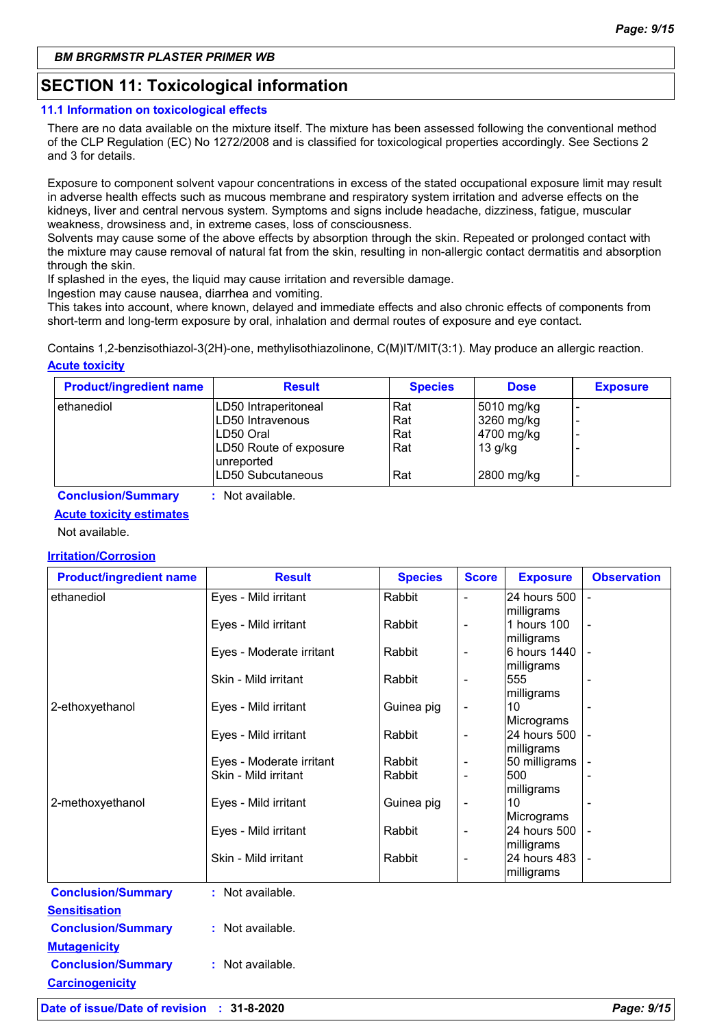**BM BRGRMSTR PLASTER PRIMER WB**

## SECTION 11: Toxicological information

### 11.1 Information on toxicological effects

There are no data available on the mixture itself. The mixture has been assessed following the conventional method of the CLP Regulation (EC) No 1272/2008 and is classified for toxicological properties accordingly. See Sections 2 and 3 for details.

Exposure to component solvent vapour concentrations in excess of the stated occupational exposure limit may result in adverse health effects such as mucous membrane and respiratory system irritation and adverse effects on the kidneys, liver and central nervous system. Symptoms and signs include headache, dizziness, fatigue, muscular weakness, drowsiness and, in extreme cases, loss of consciousness.
Solvents may cause some of the above effects by absorption through the skin. Repeated or prolonged contact with the mixture may cause removal of natural fat from the skin, resulting in non-allergic contact dermatitis and absorption through the skin.
If splashed in the eyes, the liquid may cause irritation and reversible damage.
Ingestion may cause nausea, diarrhea and vomiting.
This takes into account, where known, delayed and immediate effects and also chronic effects of components from short-term and long-term exposure by oral, inhalation and dermal routes of exposure and eye contact.

Contains 1,2-benzisothiazol-3(2H)-one, methylisothiazolinone, C(M)IT/MIT(3:1). May produce an allergic reaction.

**Acute toxicity**

| Product/ingredient name | Result | Species | Dose | Exposure |
|---|---|---|---|---|
| ethanediol | LD50 Intraperitoneal | Rat | 5010 mg/kg | - |
| | LD50 Intravenous | Rat | 3260 mg/kg | - |
| | LD50 Oral | Rat | 4700 mg/kg | - |
| | LD50 Route of exposure unreported | Rat | 13 g/kg | - |
| | LD50 Subcutaneous | Rat | 2800 mg/kg | - |

**Conclusion/Summary** : Not available.

**Acute toxicity estimates**

Not available.

**Irritation/Corrosion**

| Product/ingredient name | Result | Species | Score | Exposure | Observation |
|---|---|---|---|---|---|
| ethanediol | Eyes - Mild irritant | Rabbit | - | 24 hours 500 milligrams | - |
| | Eyes - Mild irritant | Rabbit | - | 1 hours 100 milligrams | - |
| | Eyes - Moderate irritant | Rabbit | - | 6 hours 1440 milligrams | - |
| | Skin - Mild irritant | Rabbit | - | 555 milligrams | - |
| 2-ethoxyethanol | Eyes - Mild irritant | Guinea pig | - | 10 Micrograms | - |
| | Eyes - Mild irritant | Rabbit | - | 24 hours 500 milligrams | - |
| | Eyes - Moderate irritant | Rabbit | - | 50 milligrams | - |
| | Skin - Mild irritant | Rabbit | - | 500 milligrams | - |
| 2-methoxyethanol | Eyes - Mild irritant | Guinea pig | - | 10 Micrograms | - |
| | Eyes - Mild irritant | Rabbit | - | 24 hours 500 milligrams | - |
| | Skin - Mild irritant | Rabbit | - | 24 hours 483 milligrams | - |

**Conclusion/Summary** : Not available.

**Sensitisation**

**Conclusion/Summary** : Not available.

**Mutagenicity**

**Conclusion/Summary** : Not available.

**Carcinogenicity**

**Date of issue/Date of revision** : **31-8-2020**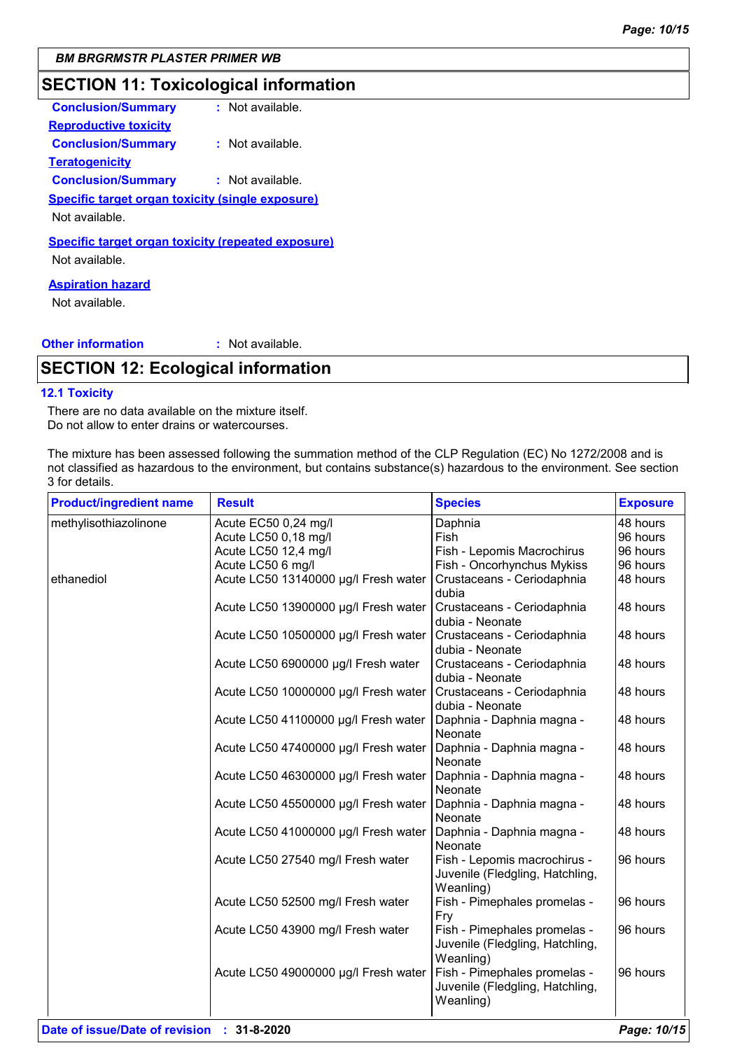## SECTION 11: Toxicological information

**Conclusion/Summary** : Not available.

**Reproductive toxicity**

**Conclusion/Summary** : Not available.

**Teratogenicity**

**Conclusion/Summary** : Not available.

**Specific target organ toxicity (single exposure)**

Not available.

**Specific target organ toxicity (repeated exposure)**

Not available.

**Aspiration hazard**

Not available.

**Other information** : Not available.

## SECTION 12: Ecological information

### 12.1 Toxicity

There are no data available on the mixture itself.
Do not allow to enter drains or watercourses.

The mixture has been assessed following the summation method of the CLP Regulation (EC) No 1272/2008 and is not classified as hazardous to the environment, but contains substance(s) hazardous to the environment. See section 3 for details.

| Product/ingredient name | Result | Species | Exposure |
|---|---|---|---|
| methylisothiazolinone | Acute EC50 0,24 mg/l | Daphnia | 48 hours |
| | Acute LC50 0,18 mg/l | Fish | 96 hours |
| | Acute LC50 12,4 mg/l | Fish - Lepomis Macrochirus | 96 hours |
| | Acute LC50 6 mg/l | Fish - Oncorhynchus Mykiss | 96 hours |
| ethanediol | Acute LC50 13140000 µg/l Fresh water | Crustaceans - Ceriodaphnia dubia | 48 hours |
| | Acute LC50 13900000 µg/l Fresh water | Crustaceans - Ceriodaphnia dubia - Neonate | 48 hours |
| | Acute LC50 10500000 µg/l Fresh water | Crustaceans - Ceriodaphnia dubia - Neonate | 48 hours |
| | Acute LC50 6900000 µg/l Fresh water | Crustaceans - Ceriodaphnia dubia - Neonate | 48 hours |
| | Acute LC50 10000000 µg/l Fresh water | Crustaceans - Ceriodaphnia dubia - Neonate | 48 hours |
| | Acute LC50 41100000 µg/l Fresh water | Daphnia - Daphnia magna - Neonate | 48 hours |
| | Acute LC50 47400000 µg/l Fresh water | Daphnia - Daphnia magna - Neonate | 48 hours |
| | Acute LC50 46300000 µg/l Fresh water | Daphnia - Daphnia magna - Neonate | 48 hours |
| | Acute LC50 45500000 µg/l Fresh water | Daphnia - Daphnia magna - Neonate | 48 hours |
| | Acute LC50 41000000 µg/l Fresh water | Daphnia - Daphnia magna - Neonate | 48 hours |
| | Acute LC50 27540 mg/l Fresh water | Fish - Lepomis macrochirus - Juvenile (Fledgling, Hatchling, Weanling) | 96 hours |
| | Acute LC50 52500 mg/l Fresh water | Fish - Pimephales promelas - Fry | 96 hours |
| | Acute LC50 43900 mg/l Fresh water | Fish - Pimephales promelas - Juvenile (Fledgling, Hatchling, Weanling) | 96 hours |
| | Acute LC50 49000000 µg/l Fresh water | Fish - Pimephales promelas - Juvenile (Fledgling, Hatchling, Weanling) | 96 hours |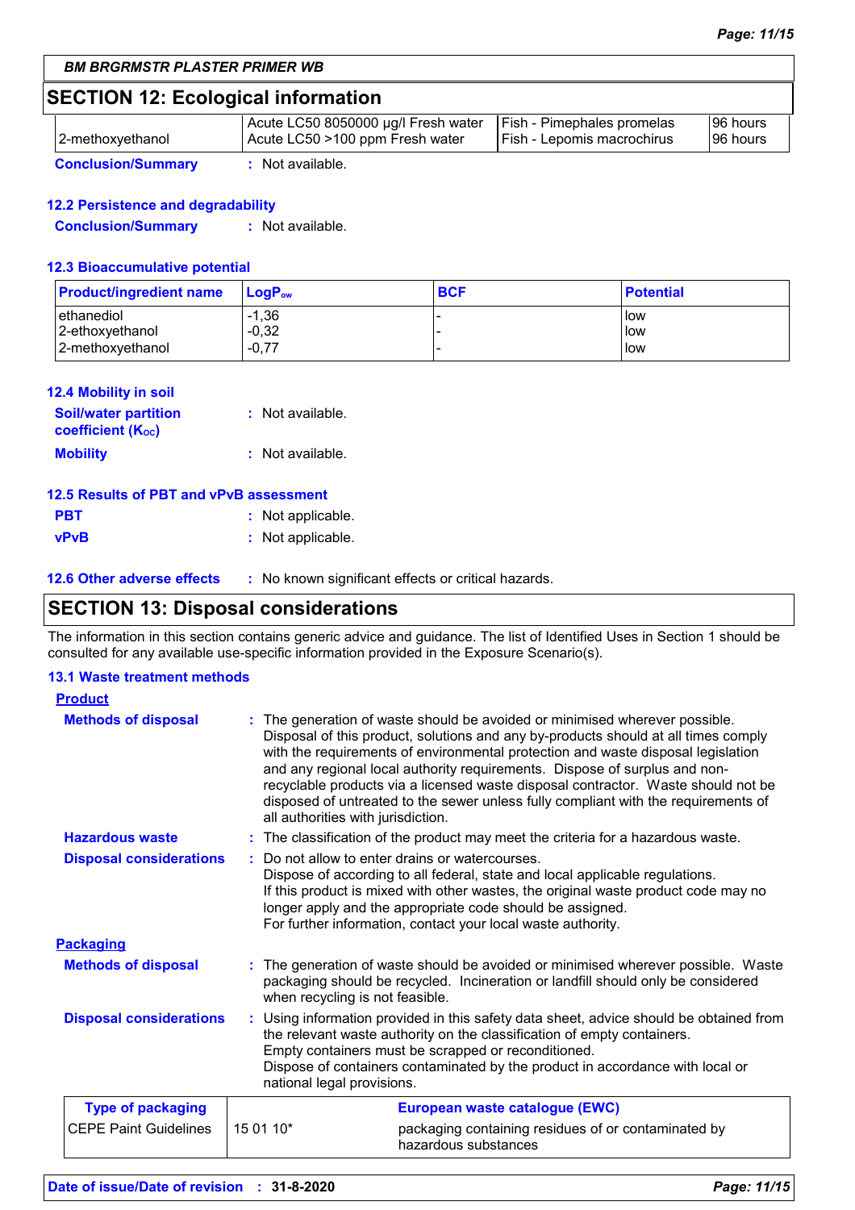BM BRGRMSTR PLASTER PRIMER WB

## SECTION 12: Ecological information

| | | | |
|---|---|---|---|
| 2-methoxyethanol | Acute LC50 8050000 µg/l Fresh water<br>Acute LC50 >100 ppm Fresh water | Fish - Pimephales promelas<br>Fish - Lepomis macrochirus | 96 hours<br>96 hours |

**Conclusion/Summary** : Not available.

### 12.2 Persistence and degradability

**Conclusion/Summary** : Not available.

### 12.3 Bioaccumulative potential

| Product/ingredient name | $LogP_{ow}$ | BCF | Potential |
|---|---|---|---|
| ethanediol<br>2-ethoxyethanol<br>2-methoxyethanol | -1,36<br>-0,32<br>-0,77 | -<br>-<br>- | low<br>low<br>low |

### 12.4 Mobility in soil

**Soil/water partition coefficient ($K_{OC}$)** : Not available.

**Mobility** : Not available.

### 12.5 Results of PBT and vPvB assessment

**PBT** : Not applicable.

**vPvB** : Not applicable.

### 12.6 Other adverse effects : No known significant effects or critical hazards.

## SECTION 13: Disposal considerations

The information in this section contains generic advice and guidance. The list of Identified Uses in Section 1 should be consulted for any available use-specific information provided in the Exposure Scenario(s).

### 13.1 Waste treatment methods

**Product**

**Methods of disposal** : The generation of waste should be avoided or minimised wherever possible. Disposal of this product, solutions and any by-products should at all times comply with the requirements of environmental protection and waste disposal legislation and any regional local authority requirements. Dispose of surplus and non-recyclable products via a licensed waste disposal contractor. Waste should not be disposed of untreated to the sewer unless fully compliant with the requirements of all authorities with jurisdiction.

**Hazardous waste** : The classification of the product may meet the criteria for a hazardous waste.

**Disposal considerations** : Do not allow to enter drains or watercourses.
Dispose of according to all federal, state and local applicable regulations.
If this product is mixed with other wastes, the original waste product code may no longer apply and the appropriate code should be assigned.
For further information, contact your local waste authority.

**Packaging**

**Methods of disposal** : The generation of waste should be avoided or minimised wherever possible. Waste packaging should be recycled. Incineration or landfill should only be considered when recycling is not feasible.

**Disposal considerations** : Using information provided in this safety data sheet, advice should be obtained from the relevant waste authority on the classification of empty containers.
Empty containers must be scrapped or reconditioned.
Dispose of containers contaminated by the product in accordance with local or national legal provisions.

| Type of packaging | European waste catalogue (EWC) | |
|---|---|---|
| CEPE Paint Guidelines | 15 01 10* | packaging containing residues of or contaminated by hazardous substances |

**Date of issue/Date of revision** : **31-8-2020**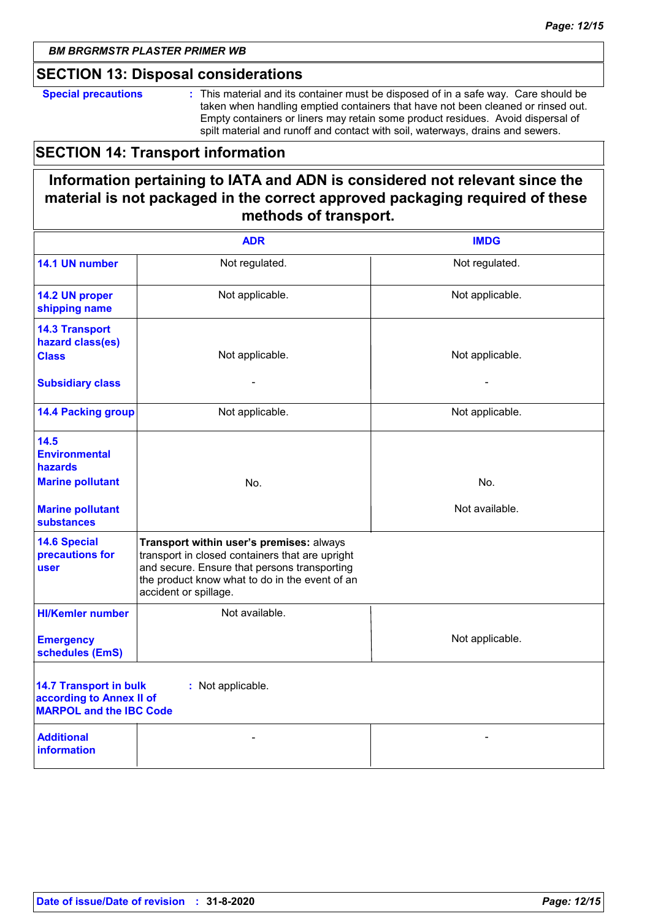## SECTION 13: Disposal considerations

**Special precautions** : This material and its container must be disposed of in a safe way. Care should be taken when handling emptied containers that have not been cleaned or rinsed out. Empty containers or liners may retain some product residues. Avoid dispersal of spilt material and runoff and contact with soil, waterways, drains and sewers.

## SECTION 14: Transport information

**Information pertaining to IATA and ADN is considered not relevant since the material is not packaged in the correct approved packaging required of these methods of transport.**

| | ADR | IMDG |
|---|---|---|
| **14.1 UN number** | Not regulated. | Not regulated. |
| **14.2 UN proper shipping name** | Not applicable. | Not applicable. |
| **14.3 Transport hazard class(es)** Class | Not applicable. | Not applicable. |
| **Subsidiary class** | - | - |
| **14.4 Packing group** | Not applicable. | Not applicable. |
| **14.5 Environmental hazards** Marine pollutant | No. | No. |
| **Marine pollutant substances** | | Not available. |
| **14.6 Special precautions for user** | **Transport within user's premises:** always transport in closed containers that are upright and secure. Ensure that persons transporting the product know what to do in the event of an accident or spillage. | |
| **HI/Kemler number** | Not available. | |
| **Emergency schedules (EmS)** | | Not applicable. |
| **14.7 Transport in bulk according to Annex II of MARPOL and the IBC Code** | : Not applicable. | |
| **Additional information** | - | - |

**Date of issue/Date of revision** : 31-8-2020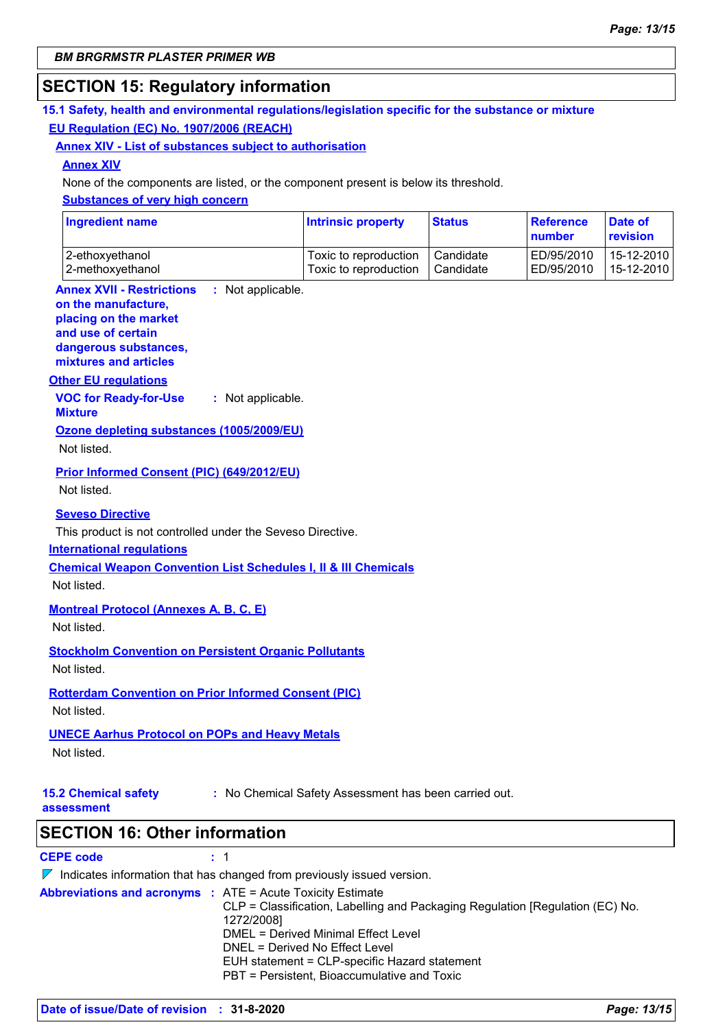**BM BRGRMSTR PLASTER PRIMER WB**

## SECTION 15: Regulatory information

### 15.1 Safety, health and environmental regulations/legislation specific for the substance or mixture

**EU Regulation (EC) No. 1907/2006 (REACH)**

**Annex XIV - List of substances subject to authorisation**

**Annex XIV**

None of the components are listed, or the component present is below its threshold.

**Substances of very high concern**

| Ingredient name | Intrinsic property | Status | Reference number | Date of revision |
|---|---|---|---|---|
| 2-ethoxyethanol | Toxic to reproduction | Candidate | ED/95/2010 | 15-12-2010 |
| 2-methoxyethanol | Toxic to reproduction | Candidate | ED/95/2010 | 15-12-2010 |

**Annex XVII - Restrictions on the manufacture, placing on the market and use of certain dangerous substances, mixtures and articles** : Not applicable.

**Other EU regulations**

**VOC for Ready-for-Use Mixture** : Not applicable.

**Ozone depleting substances (1005/2009/EU)**

Not listed.

**Prior Informed Consent (PIC) (649/2012/EU)**

Not listed.

**Seveso Directive**

This product is not controlled under the Seveso Directive.

**International regulations**

**Chemical Weapon Convention List Schedules I, II & III Chemicals**

Not listed.

**Montreal Protocol (Annexes A, B, C, E)**

Not listed.

**Stockholm Convention on Persistent Organic Pollutants**

Not listed.

**Rotterdam Convention on Prior Informed Consent (PIC)**

Not listed.

**UNECE Aarhus Protocol on POPs and Heavy Metals**

Not listed.

**15.2 Chemical safety assessment** : No Chemical Safety Assessment has been carried out.

## SECTION 16: Other information

**CEPE code** : 1

Indicates information that has changed from previously issued version.

**Abbreviations and acronyms** :
ATE = Acute Toxicity Estimate
CLP = Classification, Labelling and Packaging Regulation [Regulation (EC) No. 1272/2008]
DMEL = Derived Minimal Effect Level
DNEL = Derived No Effect Level
EUH statement = CLP-specific Hazard statement
PBT = Persistent, Bioaccumulative and Toxic

**Date of issue/Date of revision** : **31-8-2020**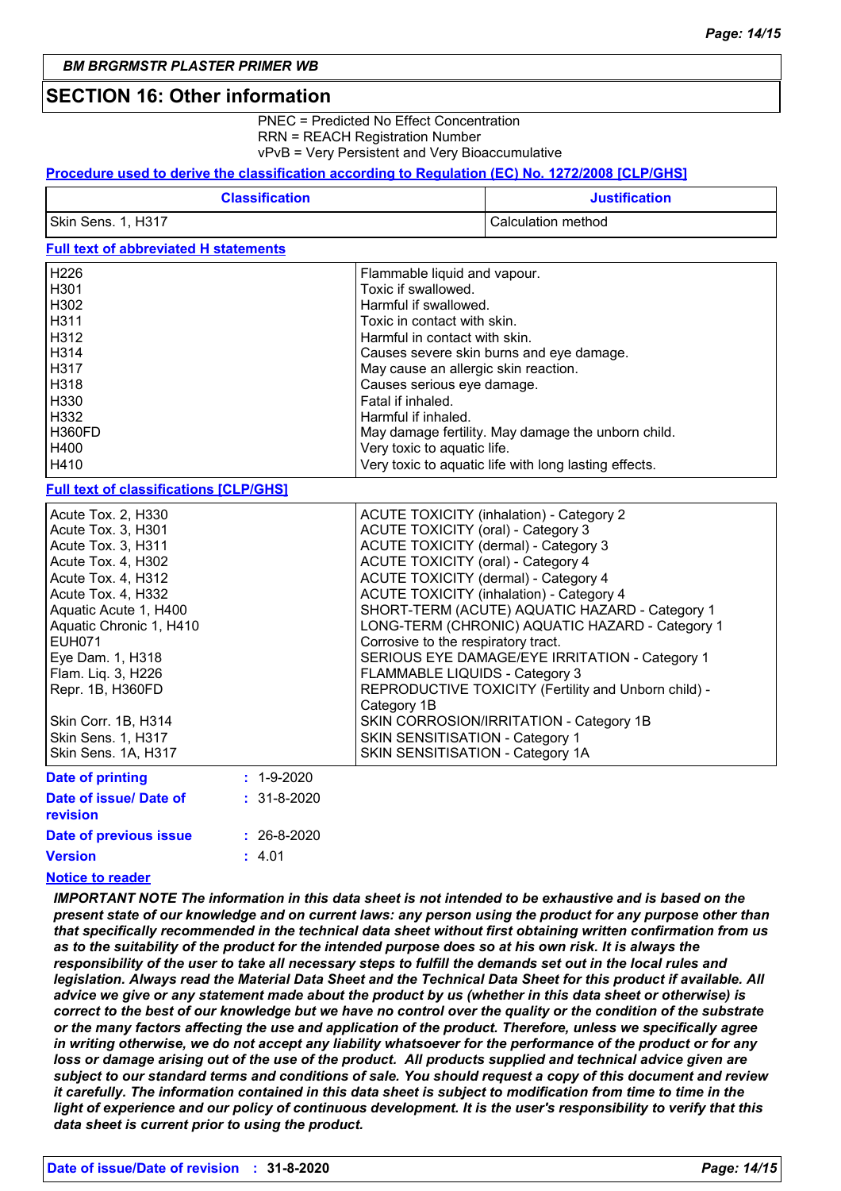## SECTION 16: Other information

PNEC = Predicted No Effect Concentration
RRN = REACH Registration Number
vPvB = Very Persistent and Very Bioaccumulative

**Procedure used to derive the classification according to Regulation (EC) No. 1272/2008 [CLP/GHS]**

| Classification | Justification |
|---|---|
| Skin Sens. 1, H317 | Calculation method |

**Full text of abbreviated H statements**

| | |
|---|---|
| H226 | Flammable liquid and vapour. |
| H301 | Toxic if swallowed. |
| H302 | Harmful if swallowed. |
| H311 | Toxic in contact with skin. |
| H312 | Harmful in contact with skin. |
| H314 | Causes severe skin burns and eye damage. |
| H317 | May cause an allergic skin reaction. |
| H318 | Causes serious eye damage. |
| H330 | Fatal if inhaled. |
| H332 | Harmful if inhaled. |
| H360FD | May damage fertility. May damage the unborn child. |
| H400 | Very toxic to aquatic life. |
| H410 | Very toxic to aquatic life with long lasting effects. |

**Full text of classifications [CLP/GHS]**

| | |
|---|---|
| Acute Tox. 2, H330 | ACUTE TOXICITY (inhalation) - Category 2 |
| Acute Tox. 3, H301 | ACUTE TOXICITY (oral) - Category 3 |
| Acute Tox. 3, H311 | ACUTE TOXICITY (dermal) - Category 3 |
| Acute Tox. 4, H302 | ACUTE TOXICITY (oral) - Category 4 |
| Acute Tox. 4, H312 | ACUTE TOXICITY (dermal) - Category 4 |
| Acute Tox. 4, H332 | ACUTE TOXICITY (inhalation) - Category 4 |
| Aquatic Acute 1, H400 | SHORT-TERM (ACUTE) AQUATIC HAZARD - Category 1 |
| Aquatic Chronic 1, H410 | LONG-TERM (CHRONIC) AQUATIC HAZARD - Category 1 |
| EUH071 | Corrosive to the respiratory tract. |
| Eye Dam. 1, H318 | SERIOUS EYE DAMAGE/EYE IRRITATION - Category 1 |
| Flam. Liq. 3, H226 | FLAMMABLE LIQUIDS - Category 3 |
| Repr. 1B, H360FD | REPRODUCTIVE TOXICITY (Fertility and Unborn child) - Category 1B |
| Skin Corr. 1B, H314 | SKIN CORROSION/IRRITATION - Category 1B |
| Skin Sens. 1, H317 | SKIN SENSITISATION - Category 1 |
| Skin Sens. 1A, H317 | SKIN SENSITISATION - Category 1A |

**Date of printing** : 1-9-2020

**Date of issue/ Date of revision** : 31-8-2020

**Date of previous issue** : 26-8-2020

**Version** : 4.01

**Notice to reader**

***IMPORTANT NOTE The information in this data sheet is not intended to be exhaustive and is based on the present state of our knowledge and on current laws: any person using the product for any purpose other than that specifically recommended in the technical data sheet without first obtaining written confirmation from us as to the suitability of the product for the intended purpose does so at his own risk. It is always the responsibility of the user to take all necessary steps to fulfill the demands set out in the local rules and legislation. Always read the Material Data Sheet and the Technical Data Sheet for this product if available. All advice we give or any statement made about the product by us (whether in this data sheet or otherwise) is correct to the best of our knowledge but we have no control over the quality or the condition of the substrate or the many factors affecting the use and application of the product. Therefore, unless we specifically agree in writing otherwise, we do not accept any liability whatsoever for the performance of the product or for any loss or damage arising out of the use of the product. All products supplied and technical advice given are subject to our standard terms and conditions of sale. You should request a copy of this document and review it carefully. The information contained in this data sheet is subject to modification from time to time in the light of experience and our policy of continuous development. It is the user's responsibility to verify that this data sheet is current prior to using the product.***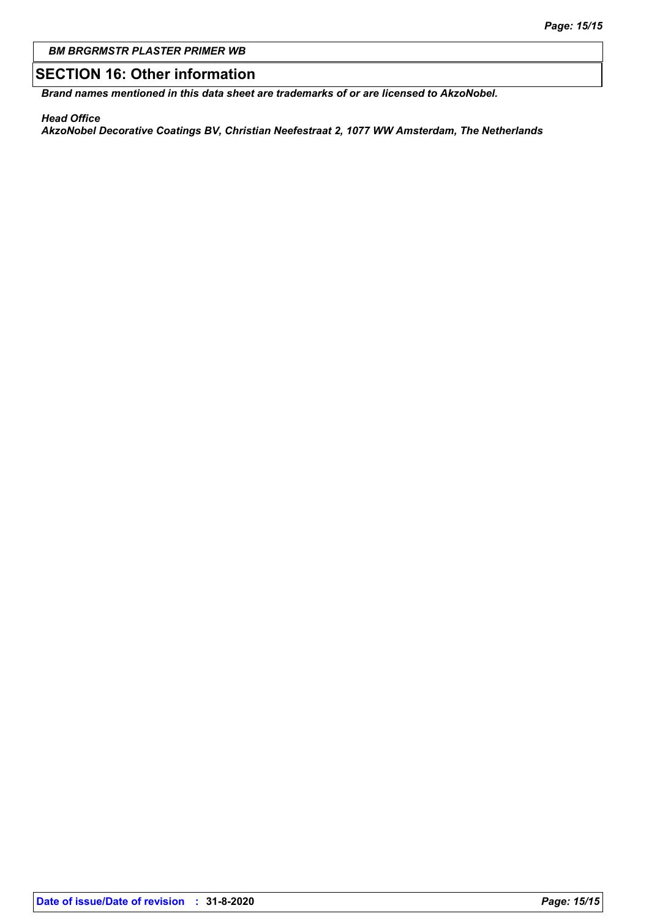## SECTION 16: Other information

***Brand names mentioned in this data sheet are trademarks of or are licensed to AkzoNobel.***

***Head Office***
***AkzoNobel Decorative Coatings BV, Christian Neefestraat 2, 1077 WW Amsterdam, The Netherlands***